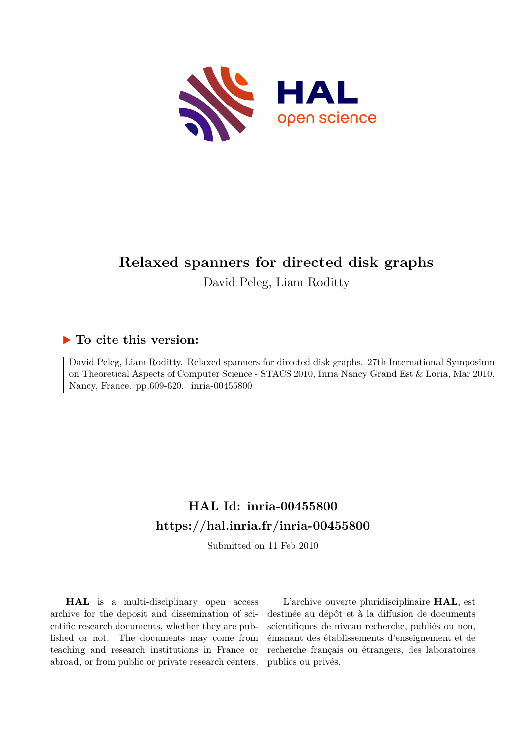# Relaxed spanners for directed disk graphs

David Peleg, Liam Roditty

## ▶ To cite this version:

David Peleg, Liam Roditty. Relaxed spanners for directed disk graphs. 27th International Symposium on Theoretical Aspects of Computer Science - STACS 2010, Inria Nancy Grand Est & Loria, Mar 2010, Nancy, France. pp.609-620. inria-00455800

## HAL Id: inria-00455800
## https://hal.inria.fr/inria-00455800

Submitted on 11 Feb 2010

**HAL** is a multi-disciplinary open access archive for the deposit and dissemination of scientific research documents, whether they are published or not. The documents may come from teaching and research institutions in France or abroad, or from public or private research centers.

L'archive ouverte pluridisciplinaire **HAL**, est destinée au dépôt et à la diffusion de documents scientifiques de niveau recherche, publiés ou non, émanant des établissements d'enseignement et de recherche français ou étrangers, des laboratoires publics ou privés.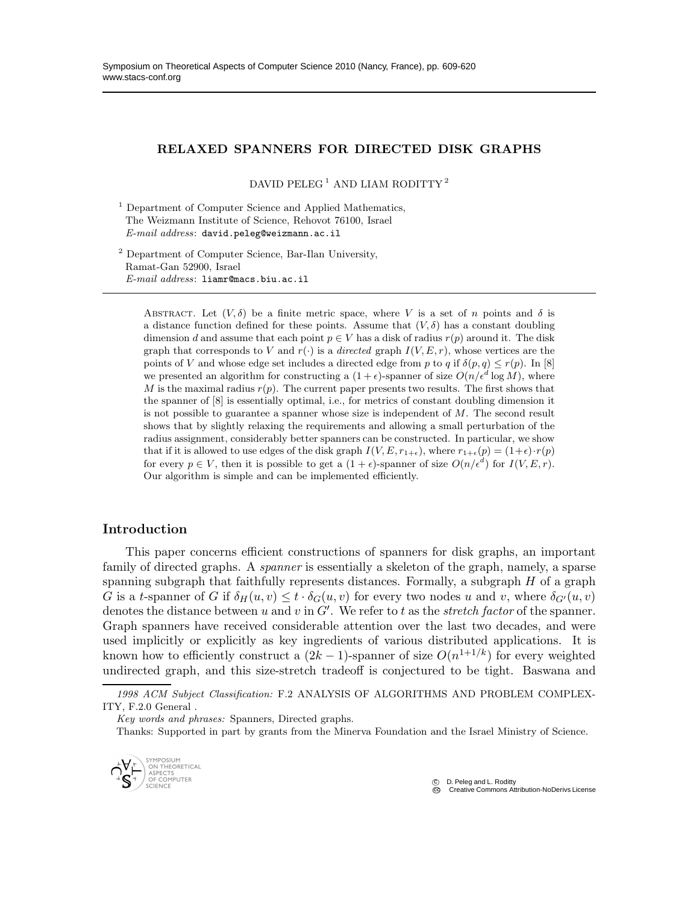# RELAXED SPANNERS FOR DIRECTED DISK GRAPHS

DAVID PELEG [1] AND LIAM RODITTY [2]

[1] Department of Computer Science and Applied Mathematics, The Weizmann Institute of Science, Rehovot 76100, Israel
*E-mail address*: david.peleg@weizmann.ac.il

[2] Department of Computer Science, Bar-Ilan University, Ramat-Gan 52900, Israel
*E-mail address*: liamr@macs.biu.ac.il

ABSTRACT. Let $(V, \delta)$ be a finite metric space, where $V$ is a set of $n$ points and $\delta$ is a distance function defined for these points. Assume that $(V, \delta)$ has a constant doubling dimension $d$ and assume that each point $p \in V$ has a disk of radius $r(p)$ around it. The disk graph that corresponds to $V$ and $r(\cdot)$ is a *directed* graph $I(V, E, r)$, whose vertices are the points of $V$ and whose edge set includes a directed edge from $p$ to $q$ if $\delta(p, q) \leq r(p)$. In [8] we presented an algorithm for constructing a $(1 + \epsilon)$-spanner of size $O(n/\epsilon^d \log M)$, where $M$ is the maximal radius $r(p)$. The current paper presents two results. The first shows that the spanner of [8] is essentially optimal, i.e., for metrics of constant doubling dimension it is not possible to guarantee a spanner whose size is independent of $M$. The second result shows that by slightly relaxing the requirements and allowing a small perturbation of the radius assignment, considerably better spanners can be constructed. In particular, we show that if it is allowed to use edges of the disk graph $I(V, E, r_{1+\epsilon})$, where $r_{1+\epsilon}(p) = (1+\epsilon) \cdot r(p)$ for every $p \in V$, then it is possible to get a $(1 + \epsilon)$-spanner of size $O(n/\epsilon^d)$ for $I(V, E, r)$. Our algorithm is simple and can be implemented efficiently.

## Introduction

This paper concerns efficient constructions of spanners for disk graphs, an important family of directed graphs. A *spanner* is essentially a skeleton of the graph, namely, a sparse spanning subgraph that faithfully represents distances. Formally, a subgraph $H$ of a graph $G$ is a $t$-spanner of $G$ if $\delta_H(u, v) \leq t \cdot \delta_G(u, v)$ for every two nodes $u$ and $v$, where $\delta_{G'}(u, v)$ denotes the distance between $u$ and $v$ in $G'$. We refer to $t$ as the *stretch factor* of the spanner. Graph spanners have received considerable attention over the last two decades, and were used implicitly or explicitly as key ingredients of various distributed applications. It is known how to efficiently construct a $(2k - 1)$-spanner of size $O(n^{1+1/k})$ for every weighted undirected graph, and this size-stretch tradeoff is conjectured to be tight. Baswana and

*1998 ACM Subject Classification:* F.2 ANALYSIS OF ALGORITHMS AND PROBLEM COMPLEXITY, F.2.0 General .

*Key words and phrases:* Spanners, Directed graphs.

Thanks: Supported in part by grants from the Minerva Foundation and the Israel Ministry of Science.

© D. Peleg and L. Roditty
Creative Commons Attribution-NoDerivs License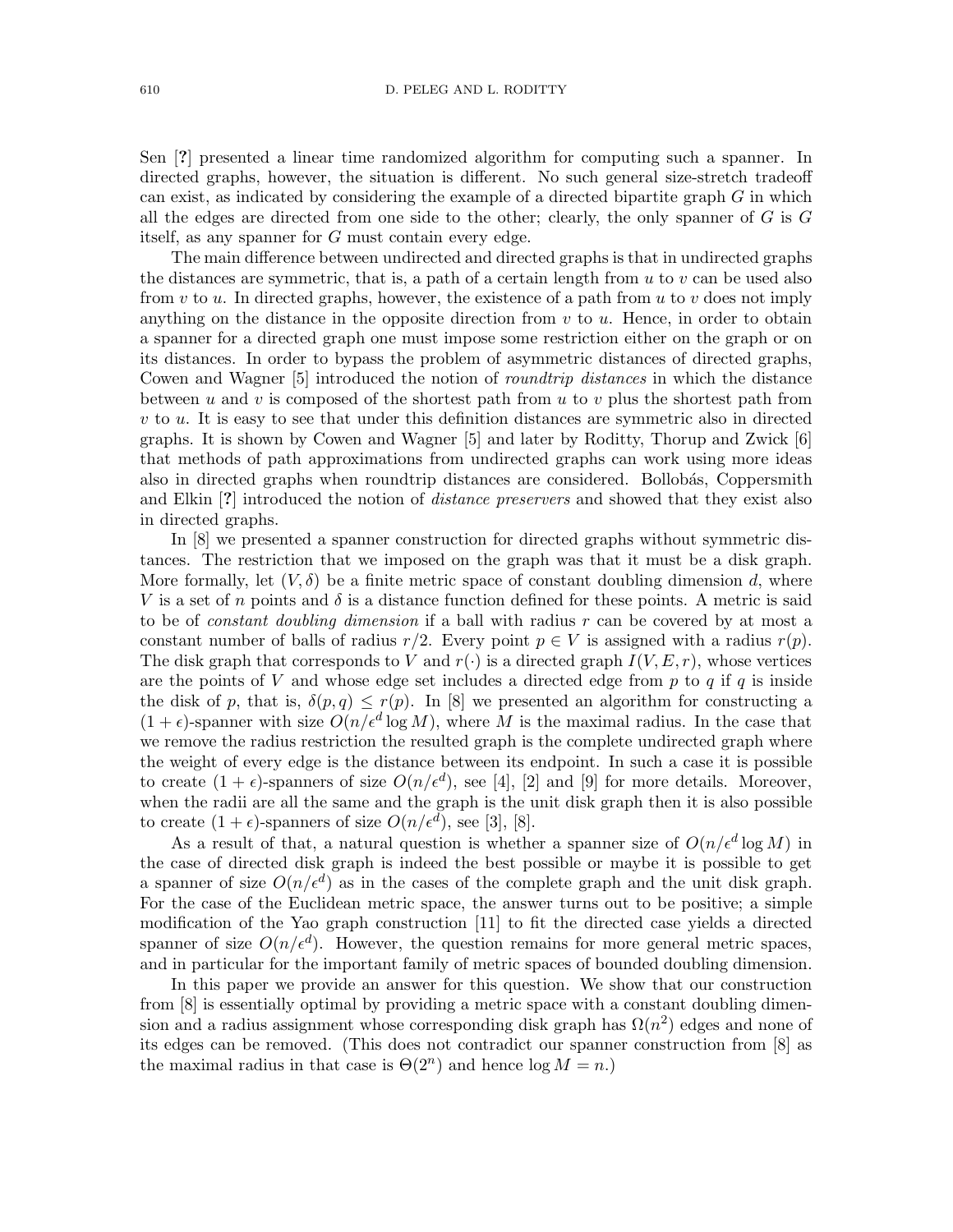Sen [?] presented a linear time randomized algorithm for computing such a spanner. In directed graphs, however, the situation is different. No such general size-stretch tradeoff can exist, as indicated by considering the example of a directed bipartite graph $G$ in which all the edges are directed from one side to the other; clearly, the only spanner of $G$ is $G$ itself, as any spanner for $G$ must contain every edge.

The main difference between undirected and directed graphs is that in undirected graphs the distances are symmetric, that is, a path of a certain length from $u$ to $v$ can be used also from $v$ to $u$. In directed graphs, however, the existence of a path from $u$ to $v$ does not imply anything on the distance in the opposite direction from $v$ to $u$. Hence, in order to obtain a spanner for a directed graph one must impose some restriction either on the graph or on its distances. In order to bypass the problem of asymmetric distances of directed graphs, Cowen and Wagner [5] introduced the notion of *roundtrip distances* in which the distance between $u$ and $v$ is composed of the shortest path from $u$ to $v$ plus the shortest path from $v$ to $u$. It is easy to see that under this definition distances are symmetric also in directed graphs. It is shown by Cowen and Wagner [5] and later by Roditty, Thorup and Zwick [6] that methods of path approximations from undirected graphs can work using more ideas also in directed graphs when roundtrip distances are considered. Bollobás, Coppersmith and Elkin [?] introduced the notion of *distance preservers* and showed that they exist also in directed graphs.

In [8] we presented a spanner construction for directed graphs without symmetric distances. The restriction that we imposed on the graph was that it must be a disk graph. More formally, let $(V, \delta)$ be a finite metric space of constant doubling dimension $d$, where $V$ is a set of $n$ points and $\delta$ is a distance function defined for these points. A metric is said to be of *constant doubling dimension* if a ball with radius $r$ can be covered by at most a constant number of balls of radius $r/2$. Every point $p \in V$ is assigned with a radius $r(p)$. The disk graph that corresponds to $V$ and $r(\cdot)$ is a directed graph $I(V, E, r)$, whose vertices are the points of $V$ and whose edge set includes a directed edge from $p$ to $q$ if $q$ is inside the disk of $p$, that is, $\delta(p, q) \leq r(p)$. In [8] we presented an algorithm for constructing a $(1+\epsilon)$-spanner with size $O(n/\epsilon^d \log M)$, where $M$ is the maximal radius. In the case that we remove the radius restriction the resulted graph is the complete undirected graph where the weight of every edge is the distance between its endpoint. In such a case it is possible to create $(1+\epsilon)$-spanners of size $O(n/\epsilon^d)$, see [4], [2] and [9] for more details. Moreover, when the radii are all the same and the graph is the unit disk graph then it is also possible to create $(1+\epsilon)$-spanners of size $O(n/\epsilon^d)$, see [3], [8].

As a result of that, a natural question is whether a spanner size of $O(n/\epsilon^d \log M)$ in the case of directed disk graph is indeed the best possible or maybe it is possible to get a spanner of size $O(n/\epsilon^d)$ as in the cases of the complete graph and the unit disk graph. For the case of the Euclidean metric space, the answer turns out to be positive; a simple modification of the Yao graph construction [11] to fit the directed case yields a directed spanner of size $O(n/\epsilon^d)$. However, the question remains for more general metric spaces, and in particular for the important family of metric spaces of bounded doubling dimension.

In this paper we provide an answer for this question. We show that our construction from [8] is essentially optimal by providing a metric space with a constant doubling dimension and a radius assignment whose corresponding disk graph has $\Omega(n^2)$ edges and none of its edges can be removed. (This does not contradict our spanner construction from [8] as the maximal radius in that case is $\Theta(2^n)$ and hence $\log M = n$.)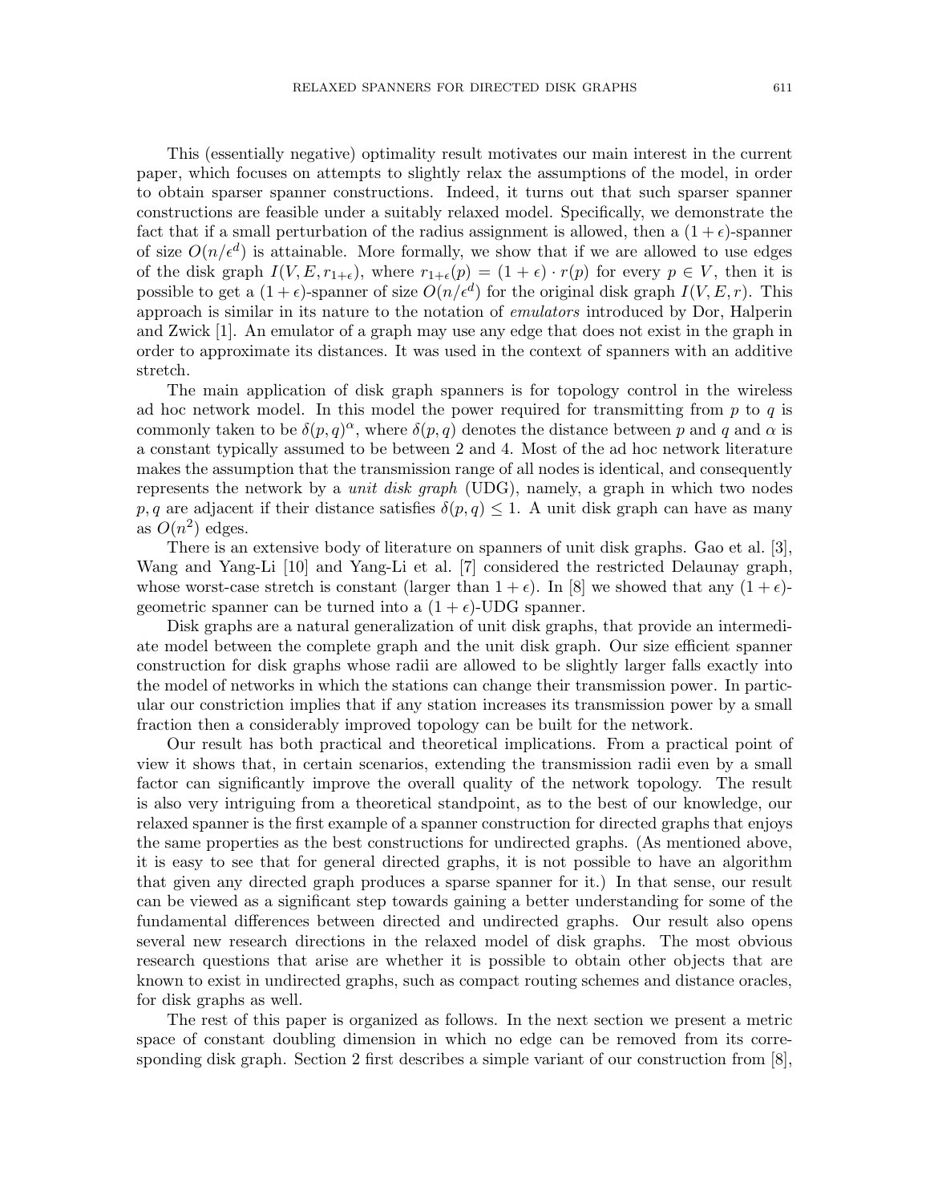This (essentially negative) optimality result motivates our main interest in the current paper, which focuses on attempts to slightly relax the assumptions of the model, in order to obtain sparser spanner constructions. Indeed, it turns out that such sparser spanner constructions are feasible under a suitably relaxed model. Specifically, we demonstrate the fact that if a small perturbation of the radius assignment is allowed, then a $(1+\epsilon)$-spanner of size $O(n/\epsilon^d)$ is attainable. More formally, we show that if we are allowed to use edges of the disk graph $I(V, E, r_{1+\epsilon})$, where $r_{1+\epsilon}(p) = (1+\epsilon) \cdot r(p)$ for every $p \in V$, then it is possible to get a $(1+\epsilon)$-spanner of size $O(n/\epsilon^d)$ for the original disk graph $I(V, E, r)$. This approach is similar in its nature to the notation of *emulators* introduced by Dor, Halperin and Zwick [1]. An emulator of a graph may use any edge that does not exist in the graph in order to approximate its distances. It was used in the context of spanners with an additive stretch.

The main application of disk graph spanners is for topology control in the wireless ad hoc network model. In this model the power required for transmitting from $p$ to $q$ is commonly taken to be $\delta(p,q)^\alpha$, where $\delta(p,q)$ denotes the distance between $p$ and $q$ and $\alpha$ is a constant typically assumed to be between 2 and 4. Most of the ad hoc network literature makes the assumption that the transmission range of all nodes is identical, and consequently represents the network by a *unit disk graph* (UDG), namely, a graph in which two nodes $p, q$ are adjacent if their distance satisfies $\delta(p,q) \leq 1$. A unit disk graph can have as many as $O(n^2)$ edges.

There is an extensive body of literature on spanners of unit disk graphs. Gao et al. [3], Wang and Yang-Li [10] and Yang-Li et al. [7] considered the restricted Delaunay graph, whose worst-case stretch is constant (larger than $1+\epsilon$). In [8] we showed that any $(1+\epsilon)$-geometric spanner can be turned into a $(1+\epsilon)$-UDG spanner.

Disk graphs are a natural generalization of unit disk graphs, that provide an intermediate model between the complete graph and the unit disk graph. Our size efficient spanner construction for disk graphs whose radii are allowed to be slightly larger falls exactly into the model of networks in which the stations can change their transmission power. In particular our constriction implies that if any station increases its transmission power by a small fraction then a considerably improved topology can be built for the network.

Our result has both practical and theoretical implications. From a practical point of view it shows that, in certain scenarios, extending the transmission radii even by a small factor can significantly improve the overall quality of the network topology. The result is also very intriguing from a theoretical standpoint, as to the best of our knowledge, our relaxed spanner is the first example of a spanner construction for directed graphs that enjoys the same properties as the best constructions for undirected graphs. (As mentioned above, it is easy to see that for general directed graphs, it is not possible to have an algorithm that given any directed graph produces a sparse spanner for it.) In that sense, our result can be viewed as a significant step towards gaining a better understanding for some of the fundamental differences between directed and undirected graphs. Our result also opens several new research directions in the relaxed model of disk graphs. The most obvious research questions that arise are whether it is possible to obtain other objects that are known to exist in undirected graphs, such as compact routing schemes and distance oracles, for disk graphs as well.

The rest of this paper is organized as follows. In the next section we present a metric space of constant doubling dimension in which no edge can be removed from its corresponding disk graph. Section 2 first describes a simple variant of our construction from [8],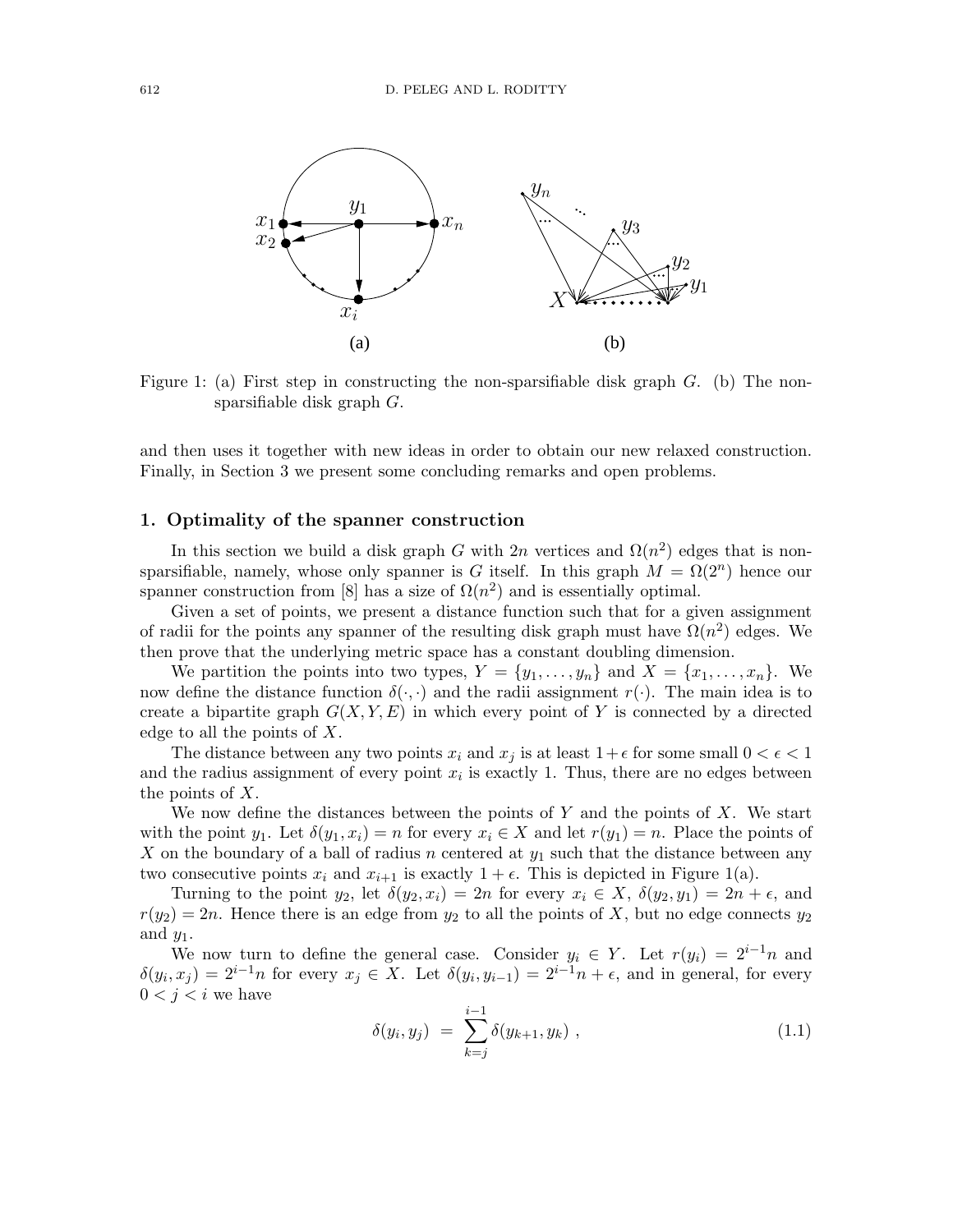Figure 1: (a) First step in constructing the non-sparsifiable disk graph $G$. (b) The non-sparsifiable disk graph $G$.

and then uses it together with new ideas in order to obtain our new relaxed construction. Finally, in Section 3 we present some concluding remarks and open problems.

## 1. Optimality of the spanner construction

In this section we build a disk graph $G$ with $2n$ vertices and $\Omega(n^2)$ edges that is non-sparsifiable, namely, whose only spanner is $G$ itself. In this graph $M = \Omega(2^n)$ hence our spanner construction from [8] has a size of $\Omega(n^2)$ and is essentially optimal.

Given a set of points, we present a distance function such that for a given assignment of radii for the points any spanner of the resulting disk graph must have $\Omega(n^2)$ edges. We then prove that the underlying metric space has a constant doubling dimension.

We partition the points into two types, $Y = \{y_1, \ldots, y_n\}$ and $X = \{x_1, \ldots, x_n\}$. We now define the distance function $\delta(\cdot, \cdot)$ and the radii assignment $r(\cdot)$. The main idea is to create a bipartite graph $G(X, Y, E)$ in which every point of $Y$ is connected by a directed edge to all the points of $X$.

The distance between any two points $x_i$ and $x_j$ is at least $1+\epsilon$ for some small $0 < \epsilon < 1$ and the radius assignment of every point $x_i$ is exactly 1. Thus, there are no edges between the points of $X$.

We now define the distances between the points of $Y$ and the points of $X$. We start with the point $y_1$. Let $\delta(y_1, x_i) = n$ for every $x_i \in X$ and let $r(y_1) = n$. Place the points of $X$ on the boundary of a ball of radius $n$ centered at $y_1$ such that the distance between any two consecutive points $x_i$ and $x_{i+1}$ is exactly $1 + \epsilon$. This is depicted in Figure 1(a).

Turning to the point $y_2$, let $\delta(y_2, x_i) = 2n$ for every $x_i \in X$, $\delta(y_2, y_1) = 2n + \epsilon$, and $r(y_2) = 2n$. Hence there is an edge from $y_2$ to all the points of $X$, but no edge connects $y_2$ and $y_1$.

We now turn to define the general case. Consider $y_i \in Y$. Let $r(y_i) = 2^{i-1}n$ and $\delta(y_i, x_j) = 2^{i-1}n$ for every $x_j \in X$. Let $\delta(y_i, y_{i-1}) = 2^{i-1}n + \epsilon$, and in general, for every $0 < j < i$ we have

$$\delta(y_i, y_j) \;=\; \sum_{k=j}^{i-1} \delta(y_{k+1}, y_k) \;, \tag{1.1}$$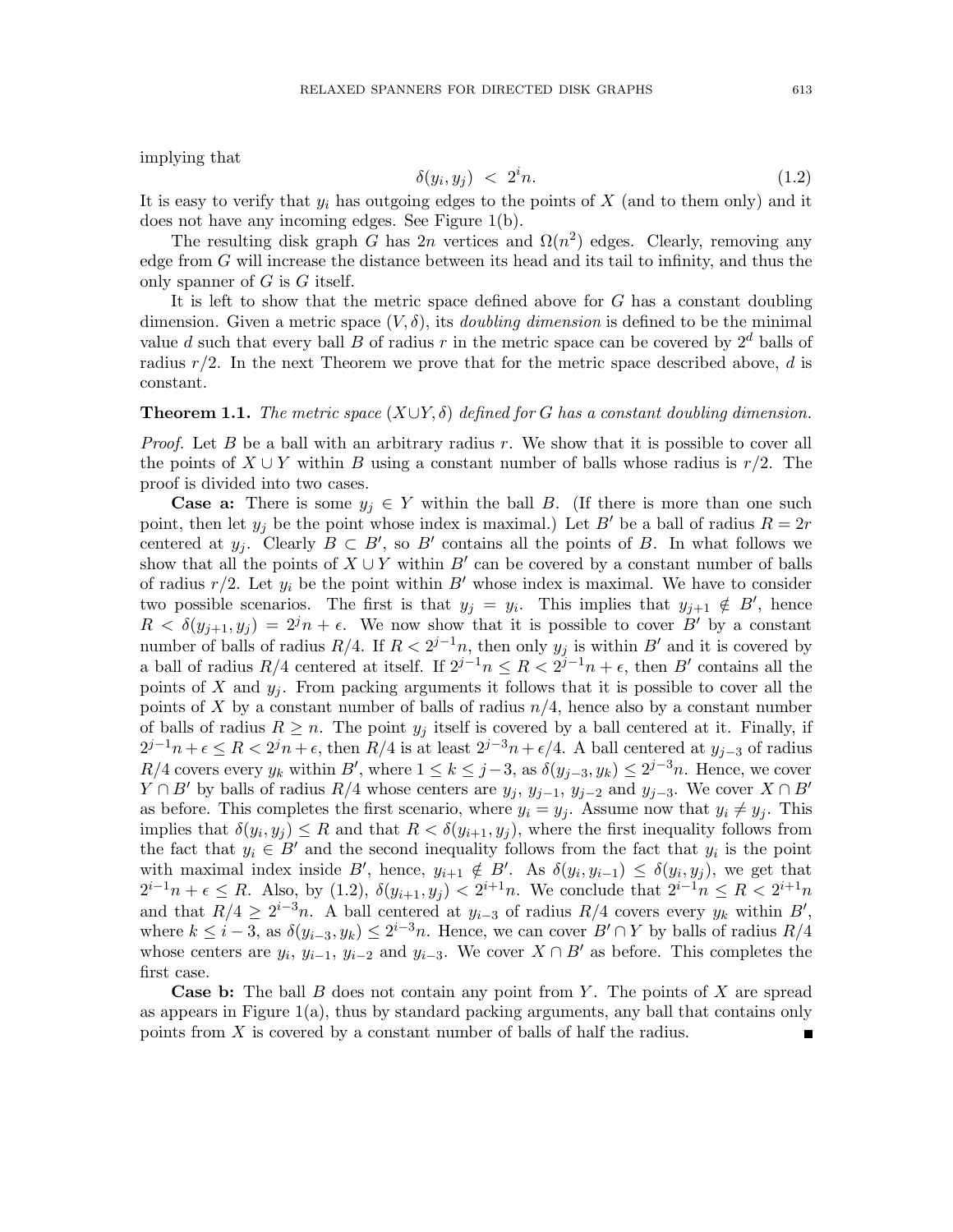implying that

$$\delta(y_i, y_j) \;<\; 2^i n. \tag{1.2}$$

It is easy to verify that $y_i$ has outgoing edges to the points of $X$ (and to them only) and it does not have any incoming edges. See Figure 1(b).

The resulting disk graph $G$ has $2n$ vertices and $\Omega(n^2)$ edges. Clearly, removing any edge from $G$ will increase the distance between its head and its tail to infinity, and thus the only spanner of $G$ is $G$ itself.

It is left to show that the metric space defined above for $G$ has a constant doubling dimension. Given a metric space $(V, \delta)$, its *doubling dimension* is defined to be the minimal value $d$ such that every ball $B$ of radius $r$ in the metric space can be covered by $2^d$ balls of radius $r/2$. In the next Theorem we prove that for the metric space described above, $d$ is constant.

**Theorem 1.1.** *The metric space $(X \cup Y, \delta)$ defined for $G$ has a constant doubling dimension.*

*Proof.* Let $B$ be a ball with an arbitrary radius $r$. We show that it is possible to cover all the points of $X \cup Y$ within $B$ using a constant number of balls whose radius is $r/2$. The proof is divided into two cases.

**Case a:** There is some $y_j \in Y$ within the ball $B$. (If there is more than one such point, then let $y_j$ be the point whose index is maximal.) Let $B'$ be a ball of radius $R = 2r$ centered at $y_j$. Clearly $B \subset B'$, so $B'$ contains all the points of $B$. In what follows we show that all the points of $X \cup Y$ within $B'$ can be covered by a constant number of balls of radius $r/2$. Let $y_i$ be the point within $B'$ whose index is maximal. We have to consider two possible scenarios. The first is that $y_j = y_i$. This implies that $y_{j+1} \notin B'$, hence $R < \delta(y_{j+1}, y_j) = 2^j n + \epsilon$. We now show that it is possible to cover $B'$ by a constant number of balls of radius $R/4$. If $R < 2^{j-1}n$, then only $y_j$ is within $B'$ and it is covered by a ball of radius $R/4$ centered at itself. If $2^{j-1}n \leq R < 2^{j-1}n + \epsilon$, then $B'$ contains all the points of $X$ and $y_j$. From packing arguments it follows that it is possible to cover all the points of $X$ by a constant number of balls of radius $n/4$, hence also by a constant number of balls of radius $R \geq n$. The point $y_j$ itself is covered by a ball centered at it. Finally, if $2^{j-1}n + \epsilon \leq R < 2^j n + \epsilon$, then $R/4$ is at least $2^{j-3}n + \epsilon/4$. A ball centered at $y_{j-3}$ of radius $R/4$ covers every $y_k$ within $B'$, where $1 \leq k \leq j-3$, as $\delta(y_{j-3}, y_k) \leq 2^{j-3}n$. Hence, we cover $Y \cap B'$ by balls of radius $R/4$ whose centers are $y_j$, $y_{j-1}$, $y_{j-2}$ and $y_{j-3}$. We cover $X \cap B'$ as before. This completes the first scenario, where $y_i = y_j$. Assume now that $y_i \neq y_j$. This implies that $\delta(y_i, y_j) \leq R$ and that $R < \delta(y_{i+1}, y_j)$, where the first inequality follows from the fact that $y_i \in B'$ and the second inequality follows from the fact that $y_i$ is the point with maximal index inside $B'$, hence, $y_{i+1} \notin B'$. As $\delta(y_i, y_{i-1}) \leq \delta(y_i, y_j)$, we get that $2^{i-1}n + \epsilon \leq R$. Also, by (1.2), $\delta(y_{i+1}, y_j) < 2^{i+1}n$. We conclude that $2^{i-1}n \leq R < 2^{i+1}n$ and that $R/4 \geq 2^{i-3}n$. A ball centered at $y_{i-3}$ of radius $R/4$ covers every $y_k$ within $B'$, where $k \leq i-3$, as $\delta(y_{i-3}, y_k) \leq 2^{i-3}n$. Hence, we can cover $B' \cap Y$ by balls of radius $R/4$ whose centers are $y_i$, $y_{i-1}$, $y_{i-2}$ and $y_{i-3}$. We cover $X \cap B'$ as before. This completes the first case.

**Case b:** The ball $B$ does not contain any point from $Y$. The points of $X$ are spread as appears in Figure 1(a), thus by standard packing arguments, any ball that contains only points from $X$ is covered by a constant number of balls of half the radius. ∎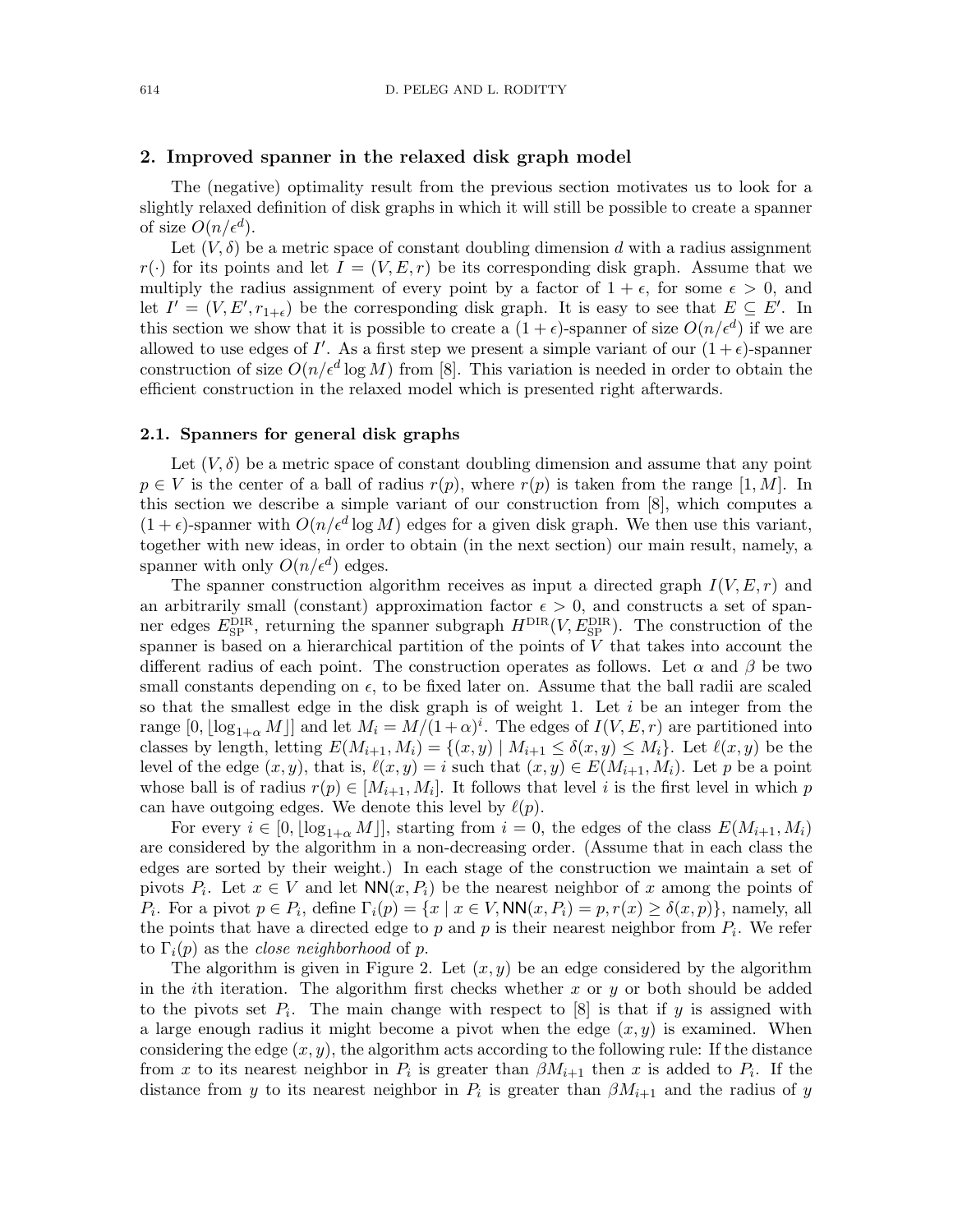## 2. Improved spanner in the relaxed disk graph model

The (negative) optimality result from the previous section motivates us to look for a slightly relaxed definition of disk graphs in which it will still be possible to create a spanner of size $O(n/\epsilon^d)$.

Let $(V, \delta)$ be a metric space of constant doubling dimension $d$ with a radius assignment $r(\cdot)$ for its points and let $I = (V, E, r)$ be its corresponding disk graph. Assume that we multiply the radius assignment of every point by a factor of $1 + \epsilon$, for some $\epsilon > 0$, and let $I' = (V, E', r_{1+\epsilon})$ be the corresponding disk graph. It is easy to see that $E \subseteq E'$. In this section we show that it is possible to create a $(1 + \epsilon)$-spanner of size $O(n/\epsilon^d)$ if we are allowed to use edges of $I'$. As a first step we present a simple variant of our $(1 + \epsilon)$-spanner construction of size $O(n/\epsilon^d \log M)$ from [8]. This variation is needed in order to obtain the efficient construction in the relaxed model which is presented right afterwards.

### 2.1. Spanners for general disk graphs

Let $(V, \delta)$ be a metric space of constant doubling dimension and assume that any point $p \in V$ is the center of a ball of radius $r(p)$, where $r(p)$ is taken from the range $[1, M]$. In this section we describe a simple variant of our construction from [8], which computes a $(1 + \epsilon)$-spanner with $O(n/\epsilon^d \log M)$ edges for a given disk graph. We then use this variant, together with new ideas, in order to obtain (in the next section) our main result, namely, a spanner with only $O(n/\epsilon^d)$ edges.

The spanner construction algorithm receives as input a directed graph $I(V, E, r)$ and an arbitrarily small (constant) approximation factor $\epsilon > 0$, and constructs a set of spanner edges $E_{\text{SP}}^{\text{DIR}}$, returning the spanner subgraph $H^{\text{DIR}}(V, E_{\text{SP}}^{\text{DIR}})$. The construction of the spanner is based on a hierarchical partition of the points of $V$ that takes into account the different radius of each point. The construction operates as follows. Let $\alpha$ and $\beta$ be two small constants depending on $\epsilon$, to be fixed later on. Assume that the ball radii are scaled so that the smallest edge in the disk graph is of weight 1. Let $i$ be an integer from the range $[0, \lfloor \log_{1+\alpha} M \rfloor]$ and let $M_i = M/(1 + \alpha)^i$. The edges of $I(V, E, r)$ are partitioned into classes by length, letting $E(M_{i+1}, M_i) = \{(x, y) \mid M_{i+1} \leq \delta(x, y) \leq M_i\}$. Let $\ell(x, y)$ be the level of the edge $(x, y)$, that is, $\ell(x, y) = i$ such that $(x, y) \in E(M_{i+1}, M_i)$. Let $p$ be a point whose ball is of radius $r(p) \in [M_{i+1}, M_i]$. It follows that level $i$ is the first level in which $p$ can have outgoing edges. We denote this level by $\ell(p)$.

For every $i \in [0, \lfloor \log_{1+\alpha} M \rfloor]$, starting from $i = 0$, the edges of the class $E(M_{i+1}, M_i)$ are considered by the algorithm in a non-decreasing order. (Assume that in each class the edges are sorted by their weight.) In each stage of the construction we maintain a set of pivots $P_i$. Let $x \in V$ and let $\mathsf{NN}(x, P_i)$ be the nearest neighbor of $x$ among the points of $P_i$. For a pivot $p \in P_i$, define $\Gamma_i(p) = \{x \mid x \in V, \mathsf{NN}(x, P_i) = p, r(x) \geq \delta(x, p)\}$, namely, all the points that have a directed edge to $p$ and $p$ is their nearest neighbor from $P_i$. We refer to $\Gamma_i(p)$ as the *close neighborhood* of $p$.

The algorithm is given in Figure 2. Let $(x, y)$ be an edge considered by the algorithm in the $i$th iteration. The algorithm first checks whether $x$ or $y$ or both should be added to the pivots set $P_i$. The main change with respect to [8] is that if $y$ is assigned with a large enough radius it might become a pivot when the edge $(x, y)$ is examined. When considering the edge $(x, y)$, the algorithm acts according to the following rule: If the distance from $x$ to its nearest neighbor in $P_i$ is greater than $\beta M_{i+1}$ then $x$ is added to $P_i$. If the distance from $y$ to its nearest neighbor in $P_i$ is greater than $\beta M_{i+1}$ and the radius of $y$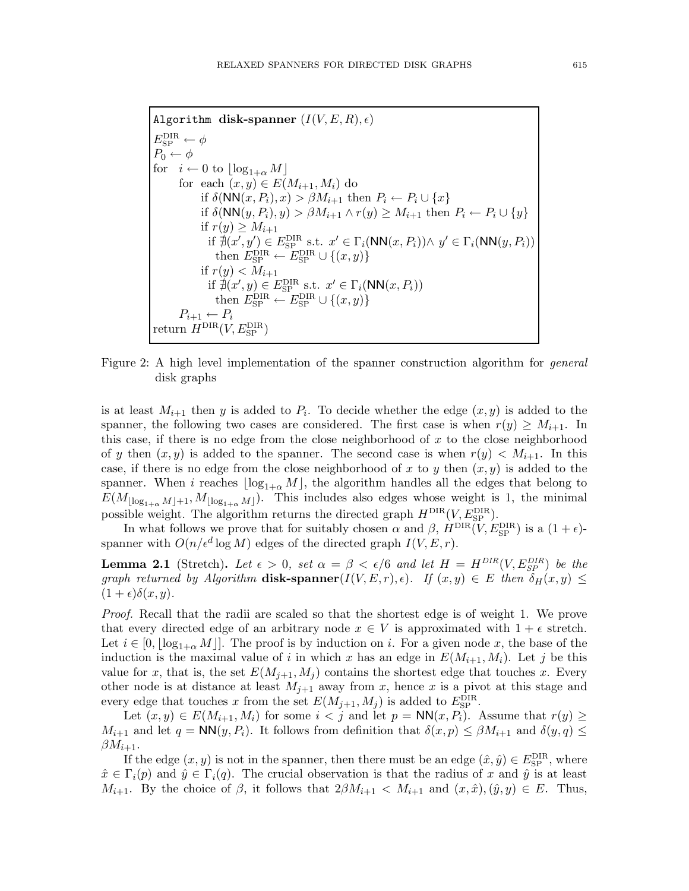```
Algorithm disk-spanner (I(V, E, R), ε)
E_SP^DIR ← φ
P_0 ← φ
for  i ← 0 to ⌊log_{1+α} M⌋
      for each (x, y) ∈ E(M_{i+1}, M_i) do
            if δ(NN(x, P_i), x) > βM_{i+1} then P_i ← P_i ∪ {x}
            if δ(NN(y, P_i), y) > βM_{i+1} ∧ r(y) ≥ M_{i+1} then P_i ← P_i ∪ {y}
            if r(y) ≥ M_{i+1}
               if ∄(x', y') ∈ E_SP^DIR s.t. x' ∈ Γ_i(NN(x, P_i)) ∧ y' ∈ Γ_i(NN(y, P_i))
                  then E_SP^DIR ← E_SP^DIR ∪ {(x, y)}
            if r(y) < M_{i+1}
               if ∄(x', y) ∈ E_SP^DIR s.t. x' ∈ Γ_i(NN(x, P_i))
                  then E_SP^DIR ← E_SP^DIR ∪ {(x, y)}
      P_{i+1} ← P_i
return H^DIR(V, E_SP^DIR)
```

Figure 2: A high level implementation of the spanner construction algorithm for *general* disk graphs

is at least $M_{i+1}$ then $y$ is added to $P_i$. To decide whether the edge $(x, y)$ is added to the spanner, the following two cases are considered. The first case is when $r(y) \geq M_{i+1}$. In this case, if there is no edge from the close neighborhood of $x$ to the close neighborhood of $y$ then $(x, y)$ is added to the spanner. The second case is when $r(y) < M_{i+1}$. In this case, if there is no edge from the close neighborhood of $x$ to $y$ then $(x, y)$ is added to the spanner. When $i$ reaches $\lfloor \log_{1+\alpha} M \rfloor$, the algorithm handles all the edges that belong to $E(M_{\lfloor \log_{1+\alpha} M \rfloor + 1}, M_{\lfloor \log_{1+\alpha} M \rfloor})$. This includes also edges whose weight is 1, the minimal possible weight. The algorithm returns the directed graph $H^{\text{DIR}}(V, E_{\text{SP}}^{\text{DIR}})$.

In what follows we prove that for suitably chosen $\alpha$ and $\beta$, $H^{\text{DIR}}(V, E_{\text{SP}}^{\text{DIR}})$ is a $(1+\epsilon)$-spanner with $O(n/\epsilon^d \log M)$ edges of the directed graph $I(V, E, r)$.

**Lemma 2.1** (Stretch)**.** *Let $\epsilon > 0$, set $\alpha = \beta < \epsilon/6$ and let $H = H^{DIR}(V, E_{SP}^{DIR})$ be the graph returned by Algorithm* **disk-spanner**$(I(V, E, r), \epsilon)$*. If $(x, y) \in E$ then $\delta_H(x, y) \leq (1+\epsilon)\delta(x, y)$.*

*Proof.* Recall that the radii are scaled so that the shortest edge is of weight 1. We prove that every directed edge of an arbitrary node $x \in V$ is approximated with $1+\epsilon$ stretch. Let $i \in [0, \lfloor \log_{1+\alpha} M \rfloor]$. The proof is by induction on $i$. For a given node $x$, the base of the induction is the maximal value of $i$ in which $x$ has an edge in $E(M_{i+1}, M_i)$. Let $j$ be this value for $x$, that is, the set $E(M_{j+1}, M_j)$ contains the shortest edge that touches $x$. Every other node is at distance at least $M_{j+1}$ away from $x$, hence $x$ is a pivot at this stage and every edge that touches $x$ from the set $E(M_{j+1}, M_j)$ is added to $E_{\text{SP}}^{\text{DIR}}$.

Let $(x, y) \in E(M_{i+1}, M_i)$ for some $i < j$ and let $p = \mathsf{NN}(x, P_i)$. Assume that $r(y) \geq M_{i+1}$ and let $q = \mathsf{NN}(y, P_i)$. It follows from definition that $\delta(x, p) \leq \beta M_{i+1}$ and $\delta(y, q) \leq \beta M_{i+1}$.

If the edge $(x, y)$ is not in the spanner, then there must be an edge $(\hat{x}, \hat{y}) \in E_{\text{SP}}^{\text{DIR}}$, where $\hat{x} \in \Gamma_i(p)$ and $\hat{y} \in \Gamma_i(q)$. The crucial observation is that the radius of $x$ and $\hat{y}$ is at least $M_{i+1}$. By the choice of $\beta$, it follows that $2\beta M_{i+1} < M_{i+1}$ and $(x, \hat{x}), (\hat{y}, y) \in E$. Thus,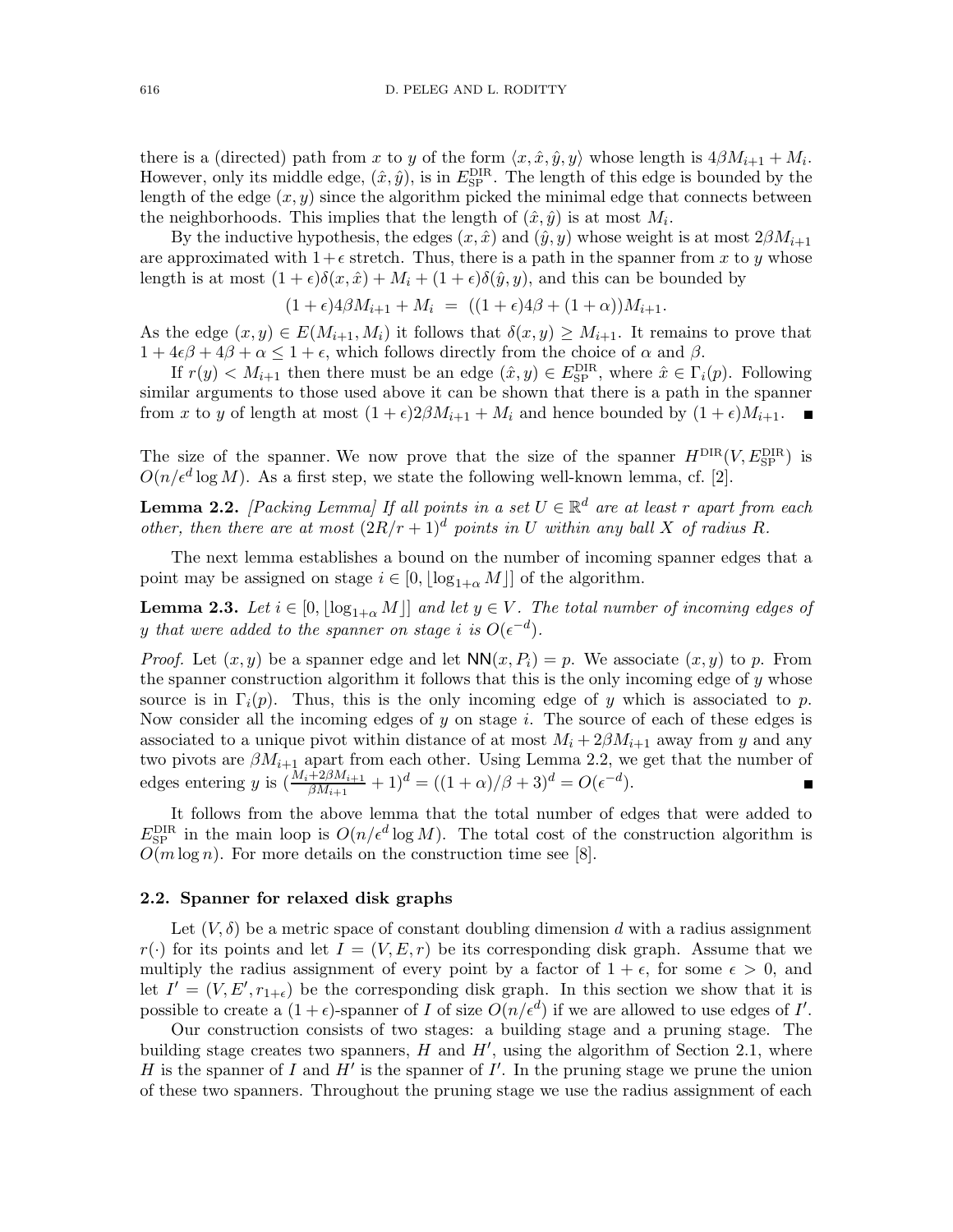there is a (directed) path from $x$ to $y$ of the form $\langle x, \hat{x}, \hat{y}, y\rangle$ whose length is $4\beta M_{i+1} + M_i$. However, only its middle edge, $(\hat{x}, \hat{y})$, is in $E_{\text{SP}}^{\text{DIR}}$. The length of this edge is bounded by the length of the edge $(x, y)$ since the algorithm picked the minimal edge that connects between the neighborhoods. This implies that the length of $(\hat{x}, \hat{y})$ is at most $M_i$.

By the inductive hypothesis, the edges $(x, \hat{x})$ and $(\hat{y}, y)$ whose weight is at most $2\beta M_{i+1}$ are approximated with $1+\epsilon$ stretch. Thus, there is a path in the spanner from $x$ to $y$ whose length is at most $(1+\epsilon)\delta(x, \hat{x}) + M_i + (1+\epsilon)\delta(\hat{y}, y)$, and this can be bounded by

$$(1+\epsilon)4\beta M_{i+1} + M_i \;=\; ((1+\epsilon)4\beta + (1+\alpha))M_{i+1}.$$

As the edge $(x, y) \in E(M_{i+1}, M_i)$ it follows that $\delta(x, y) \geq M_{i+1}$. It remains to prove that $1 + 4\epsilon\beta + 4\beta + \alpha \leq 1 + \epsilon$, which follows directly from the choice of $\alpha$ and $\beta$.

If $r(y) < M_{i+1}$ then there must be an edge $(\hat{x}, y) \in E_{\text{SP}}^{\text{DIR}}$, where $\hat{x} \in \Gamma_i(p)$. Following similar arguments to those used above it can be shown that there is a path in the spanner from $x$ to $y$ of length at most $(1+\epsilon)2\beta M_{i+1} + M_i$ and hence bounded by $(1+\epsilon)M_{i+1}$. ∎

**The size of the spanner.** We now prove that the size of the spanner $H^{\text{DIR}}(V, E_{\text{SP}}^{\text{DIR}})$ is $O(n/\epsilon^d \log M)$. As a first step, we state the following well-known lemma, cf. [2].

**Lemma 2.2.** *[Packing Lemma] If all points in a set $U \in \mathbb{R}^d$ are at least $r$ apart from each other, then there are at most $(2R/r+1)^d$ points in $U$ within any ball $X$ of radius $R$.*

The next lemma establishes a bound on the number of incoming spanner edges that a point may be assigned on stage $i \in [0, \lfloor \log_{1+\alpha} M \rfloor]$ of the algorithm.

**Lemma 2.3.** *Let $i \in [0, \lfloor \log_{1+\alpha} M \rfloor]$ and let $y \in V$. The total number of incoming edges of $y$ that were added to the spanner on stage $i$ is $O(\epsilon^{-d})$.*

*Proof.* Let $(x, y)$ be a spanner edge and let $\mathsf{NN}(x, P_i) = p$. We associate $(x, y)$ to $p$. From the spanner construction algorithm it follows that this is the only incoming edge of $y$ whose source is in $\Gamma_i(p)$. Thus, this is the only incoming edge of $y$ which is associated to $p$. Now consider all the incoming edges of $y$ on stage $i$. The source of each of these edges is associated to a unique pivot within distance of at most $M_i + 2\beta M_{i+1}$ away from $y$ and any two pivots are $\beta M_{i+1}$ apart from each other. Using Lemma 2.2, we get that the number of edges entering $y$ is $(\frac{M_i + 2\beta M_{i+1}}{\beta M_{i+1}} + 1)^d = ((1+\alpha)/\beta + 3)^d = O(\epsilon^{-d})$. ∎

It follows from the above lemma that the total number of edges that were added to $E_{\text{SP}}^{\text{DIR}}$ in the main loop is $O(n/\epsilon^d \log M)$. The total cost of the construction algorithm is $O(m \log n)$. For more details on the construction time see [8].

### 2.2. Spanner for relaxed disk graphs

Let $(V, \delta)$ be a metric space of constant doubling dimension $d$ with a radius assignment $r(\cdot)$ for its points and let $I = (V, E, r)$ be its corresponding disk graph. Assume that we multiply the radius assignment of every point by a factor of $1+\epsilon$, for some $\epsilon > 0$, and let $I' = (V, E', r_{1+\epsilon})$ be the corresponding disk graph. In this section we show that it is possible to create a $(1+\epsilon)$-spanner of $I$ of size $O(n/\epsilon^d)$ if we are allowed to use edges of $I'$.

Our construction consists of two stages: a building stage and a pruning stage. The building stage creates two spanners, $H$ and $H'$, using the algorithm of Section 2.1, where $H$ is the spanner of $I$ and $H'$ is the spanner of $I'$. In the pruning stage we prune the union of these two spanners. Throughout the pruning stage we use the radius assignment of each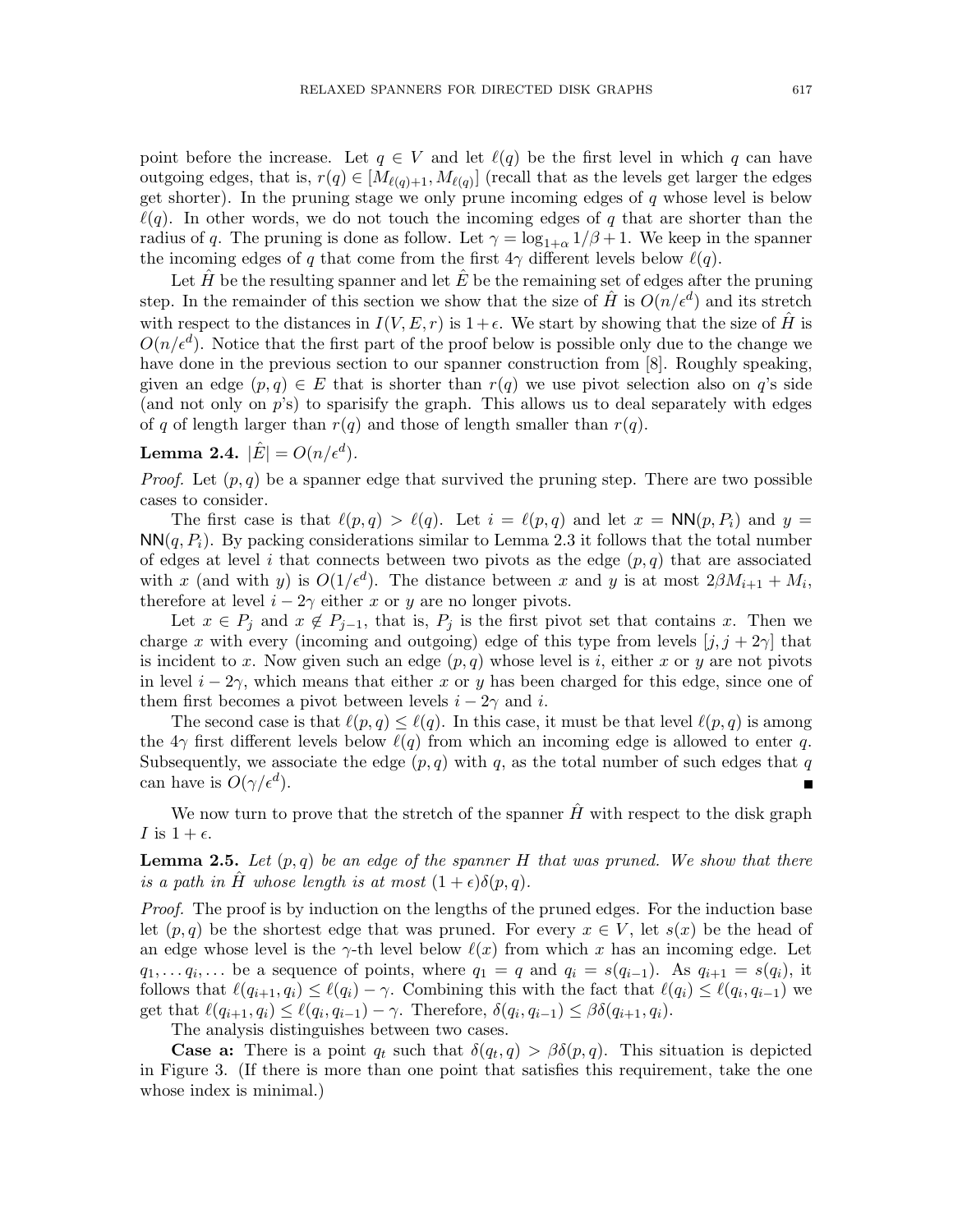point before the increase. Let $q \in V$ and let $\ell(q)$ be the first level in which $q$ can have outgoing edges, that is, $r(q) \in [M_{\ell(q)+1}, M_{\ell(q)}]$ (recall that as the levels get larger the edges get shorter). In the pruning stage we only prune incoming edges of $q$ whose level is below $\ell(q)$. In other words, we do not touch the incoming edges of $q$ that are shorter than the radius of $q$. The pruning is done as follow. Let $\gamma = \log_{1+\alpha} 1/\beta + 1$. We keep in the spanner the incoming edges of $q$ that come from the first $4\gamma$ different levels below $\ell(q)$.

Let $\hat{H}$ be the resulting spanner and let $\hat{E}$ be the remaining set of edges after the pruning step. In the remainder of this section we show that the size of $\hat{H}$ is $O(n/\epsilon^d)$ and its stretch with respect to the distances in $I(V, E, r)$ is $1+\epsilon$. We start by showing that the size of $\hat{H}$ is $O(n/\epsilon^d)$. Notice that the first part of the proof below is possible only due to the change we have done in the previous section to our spanner construction from [8]. Roughly speaking, given an edge $(p, q) \in E$ that is shorter than $r(q)$ we use pivot selection also on $q$'s side (and not only on $p$'s) to sparisify the graph. This allows us to deal separately with edges of $q$ of length larger than $r(q)$ and those of length smaller than $r(q)$.

**Lemma 2.4.** $|\hat{E}| = O(n/\epsilon^d)$.

*Proof.* Let $(p, q)$ be a spanner edge that survived the pruning step. There are two possible cases to consider.

The first case is that $\ell(p, q) > \ell(q)$. Let $i = \ell(p, q)$ and let $x = \mathsf{NN}(p, P_i)$ and $y = \mathsf{NN}(q, P_i)$. By packing considerations similar to Lemma 2.3 it follows that the total number of edges at level $i$ that connects between two pivots as the edge $(p, q)$ that are associated with $x$ (and with $y$) is $O(1/\epsilon^d)$. The distance between $x$ and $y$ is at most $2\beta M_{i+1} + M_i$, therefore at level $i - 2\gamma$ either $x$ or $y$ are no longer pivots.

Let $x \in P_j$ and $x \notin P_{j-1}$, that is, $P_j$ is the first pivot set that contains $x$. Then we charge $x$ with every (incoming and outgoing) edge of this type from levels $[j, j + 2\gamma]$ that is incident to $x$. Now given such an edge $(p, q)$ whose level is $i$, either $x$ or $y$ are not pivots in level $i - 2\gamma$, which means that either $x$ or $y$ has been charged for this edge, since one of them first becomes a pivot between levels $i - 2\gamma$ and $i$.

The second case is that $\ell(p, q) \leq \ell(q)$. In this case, it must be that level $\ell(p, q)$ is among the $4\gamma$ first different levels below $\ell(q)$ from which an incoming edge is allowed to enter $q$. Subsequently, we associate the edge $(p, q)$ with $q$, as the total number of such edges that $q$ can have is $O(\gamma/\epsilon^d)$. ∎

We now turn to prove that the stretch of the spanner $\hat{H}$ with respect to the disk graph $I$ is $1 + \epsilon$.

**Lemma 2.5.** *Let $(p, q)$ be an edge of the spanner $H$ that was pruned. We show that there is a path in $\hat{H}$ whose length is at most $(1 + \epsilon)\delta(p, q)$.*

*Proof.* The proof is by induction on the lengths of the pruned edges. For the induction base let $(p, q)$ be the shortest edge that was pruned. For every $x \in V$, let $s(x)$ be the head of an edge whose level is the $\gamma$-th level below $\ell(x)$ from which $x$ has an incoming edge. Let $q_1, \dots q_i, \dots$ be a sequence of points, where $q_1 = q$ and $q_i = s(q_{i-1})$. As $q_{i+1} = s(q_i)$, it follows that $\ell(q_{i+1}, q_i) \leq \ell(q_i) - \gamma$. Combining this with the fact that $\ell(q_i) \leq \ell(q_i, q_{i-1})$ we get that $\ell(q_{i+1}, q_i) \leq \ell(q_i, q_{i-1}) - \gamma$. Therefore, $\delta(q_i, q_{i-1}) \leq \beta\delta(q_{i+1}, q_i)$.

The analysis distinguishes between two cases.

**Case a:** There is a point $q_t$ such that $\delta(q_t, q) > \beta\delta(p, q)$. This situation is depicted in Figure 3. (If there is more than one point that satisfies this requirement, take the one whose index is minimal.)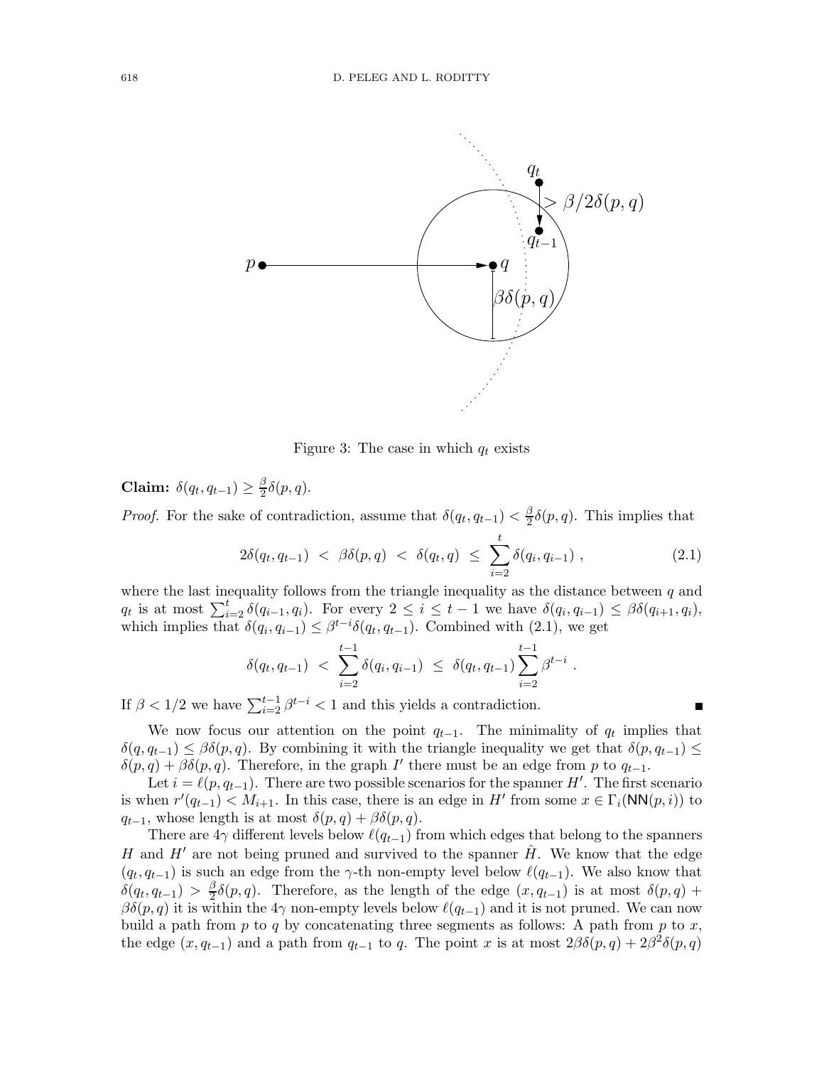Figure 3: The case in which $q_t$ exists

**Claim:** $\delta(q_t, q_{t-1}) \geq \frac{\beta}{2}\delta(p, q)$.

*Proof.* For the sake of contradiction, assume that $\delta(q_t, q_{t-1}) < \frac{\beta}{2}\delta(p, q)$. This implies that

$$2\delta(q_t, q_{t-1}) \ < \ \beta\delta(p, q) \ < \ \delta(q_t, q) \ \leq \ \sum_{i=2}^{t} \delta(q_i, q_{i-1}) \ , \tag{2.1}$$

where the last inequality follows from the triangle inequality as the distance between $q$ and $q_t$ is at most $\sum_{i=2}^{t} \delta(q_{i-1}, q_i)$. For every $2 \leq i \leq t-1$ we have $\delta(q_i, q_{i-1}) \leq \beta\delta(q_{i+1}, q_i)$, which implies that $\delta(q_i, q_{i-1}) \leq \beta^{t-i}\delta(q_t, q_{t-1})$. Combined with (2.1), we get

$$\delta(q_t, q_{t-1}) \ < \ \sum_{i=2}^{t-1} \delta(q_i, q_{i-1}) \ \leq \ \delta(q_t, q_{t-1}) \sum_{i=2}^{t-1} \beta^{t-i} \ .$$

If $\beta < 1/2$ we have $\sum_{i=2}^{t-1} \beta^{t-i} < 1$ and this yields a contradiction. ∎

We now focus our attention on the point $q_{t-1}$. The minimality of $q_t$ implies that $\delta(q, q_{t-1}) \leq \beta\delta(p, q)$. By combining it with the triangle inequality we get that $\delta(p, q_{t-1}) \leq \delta(p, q) + \beta\delta(p, q)$. Therefore, in the graph $I'$ there must be an edge from $p$ to $q_{t-1}$.

Let $i = \ell(p, q_{t-1})$. There are two possible scenarios for the spanner $H'$. The first scenario is when $r'(q_{t-1}) < M_{i+1}$. In this case, there is an edge in $H'$ from some $x \in \Gamma_i(\mathsf{NN}(p, i))$ to $q_{t-1}$, whose length is at most $\delta(p, q) + \beta\delta(p, q)$.

There are $4\gamma$ different levels below $\ell(q_{t-1})$ from which edges that belong to the spanners $H$ and $H'$ are not being pruned and survived to the spanner $\hat{H}$. We know that the edge $(q_t, q_{t-1})$ is such an edge from the $\gamma$-th non-empty level below $\ell(q_{t-1})$. We also know that $\delta(q_t, q_{t-1}) > \frac{\beta}{2}\delta(p, q)$. Therefore, as the length of the edge $(x, q_{t-1})$ is at most $\delta(p, q) + \beta\delta(p, q)$ it is within the $4\gamma$ non-empty levels below $\ell(q_{t-1})$ and it is not pruned. We can now build a path from $p$ to $q$ by concatenating three segments as follows: A path from $p$ to $x$, the edge $(x, q_{t-1})$ and a path from $q_{t-1}$ to $q$. The point $x$ is at most $2\beta\delta(p, q) + 2\beta^2\delta(p, q)$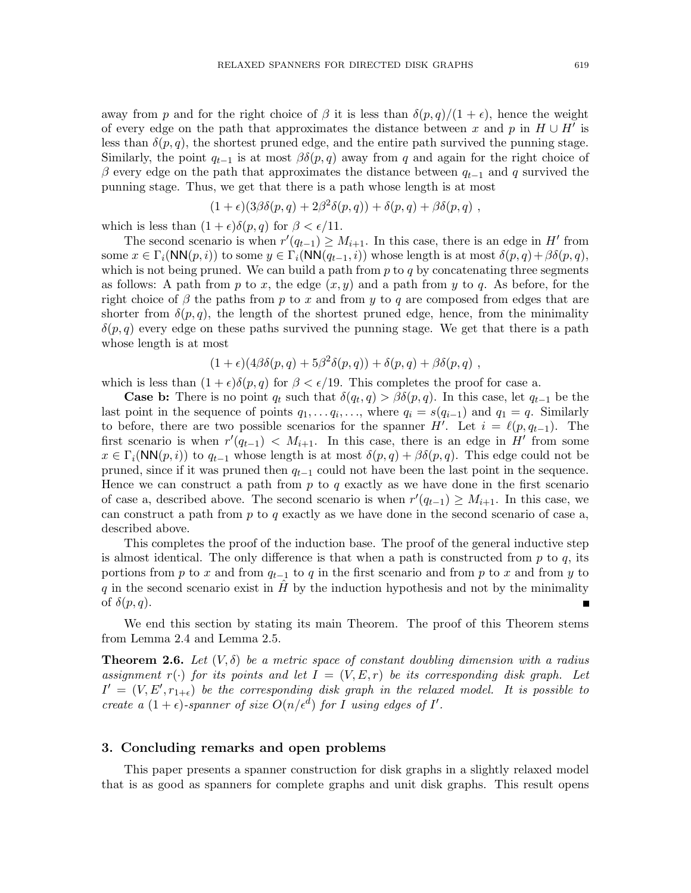away from $p$ and for the right choice of $\beta$ it is less than $\delta(p,q)/(1+\epsilon)$, hence the weight of every edge on the path that approximates the distance between $x$ and $p$ in $H \cup H'$ is less than $\delta(p,q)$, the shortest pruned edge, and the entire path survived the punning stage. Similarly, the point $q_{t-1}$ is at most $\beta\delta(p,q)$ away from $q$ and again for the right choice of $\beta$ every edge on the path that approximates the distance between $q_{t-1}$ and $q$ survived the punning stage. Thus, we get that there is a path whose length is at most

$$(1+\epsilon)(3\beta\delta(p,q) + 2\beta^2\delta(p,q)) + \delta(p,q) + \beta\delta(p,q) \ ,$$

which is less than $(1+\epsilon)\delta(p,q)$ for $\beta < \epsilon/11$.

The second scenario is when $r'(q_{t-1}) \geq M_{i+1}$. In this case, there is an edge in $H'$ from some $x \in \Gamma_i(\mathsf{NN}(p,i))$ to some $y \in \Gamma_i(\mathsf{NN}(q_{t-1},i))$ whose length is at most $\delta(p,q)+\beta\delta(p,q)$, which is not being pruned. We can build a path from $p$ to $q$ by concatenating three segments as follows: A path from $p$ to $x$, the edge $(x,y)$ and a path from $y$ to $q$. As before, for the right choice of $\beta$ the paths from $p$ to $x$ and from $y$ to $q$ are composed from edges that are shorter from $\delta(p,q)$, the length of the shortest pruned edge, hence, from the minimality $\delta(p,q)$ every edge on these paths survived the punning stage. We get that there is a path whose length is at most

$$(1+\epsilon)(4\beta\delta(p,q) + 5\beta^2\delta(p,q)) + \delta(p,q) + \beta\delta(p,q) \ ,$$

which is less than $(1+\epsilon)\delta(p,q)$ for $\beta < \epsilon/19$. This completes the proof for case a.

**Case b:** There is no point $q_t$ such that $\delta(q_t,q) > \beta\delta(p,q)$. In this case, let $q_{t-1}$ be the last point in the sequence of points $q_1,\ldots q_i,\ldots$, where $q_i = s(q_{i-1})$ and $q_1 = q$. Similarly to before, there are two possible scenarios for the spanner $H'$. Let $i = \ell(p,q_{t-1})$. The first scenario is when $r'(q_{t-1}) < M_{i+1}$. In this case, there is an edge in $H'$ from some $x \in \Gamma_i(\mathsf{NN}(p,i))$ to $q_{t-1}$ whose length is at most $\delta(p,q)+\beta\delta(p,q)$. This edge could not be pruned, since if it was pruned then $q_{t-1}$ could not have been the last point in the sequence. Hence we can construct a path from $p$ to $q$ exactly as we have done in the first scenario of case a, described above. The second scenario is when $r'(q_{t-1}) \geq M_{i+1}$. In this case, we can construct a path from $p$ to $q$ exactly as we have done in the second scenario of case a, described above.

This completes the proof of the induction base. The proof of the general inductive step is almost identical. The only difference is that when a path is constructed from $p$ to $q$, its portions from $p$ to $x$ and from $q_{t-1}$ to $q$ in the first scenario and from $p$ to $x$ and from $y$ to $q$ in the second scenario exist in $\hat{H}$ by the induction hypothesis and not by the minimality of $\delta(p,q)$. ∎

We end this section by stating its main Theorem. The proof of this Theorem stems from Lemma 2.4 and Lemma 2.5.

**Theorem 2.6.** *Let $(V,\delta)$ be a metric space of constant doubling dimension with a radius assignment $r(\cdot)$ for its points and let $I = (V,E,r)$ be its corresponding disk graph. Let $I' = (V,E',r_{1+\epsilon})$ be the corresponding disk graph in the relaxed model. It is possible to create a $(1+\epsilon)$-spanner of size $O(n/\epsilon^d)$ for $I$ using edges of $I'$.*

## 3. Concluding remarks and open problems

This paper presents a spanner construction for disk graphs in a slightly relaxed model that is as good as spanners for complete graphs and unit disk graphs. This result opens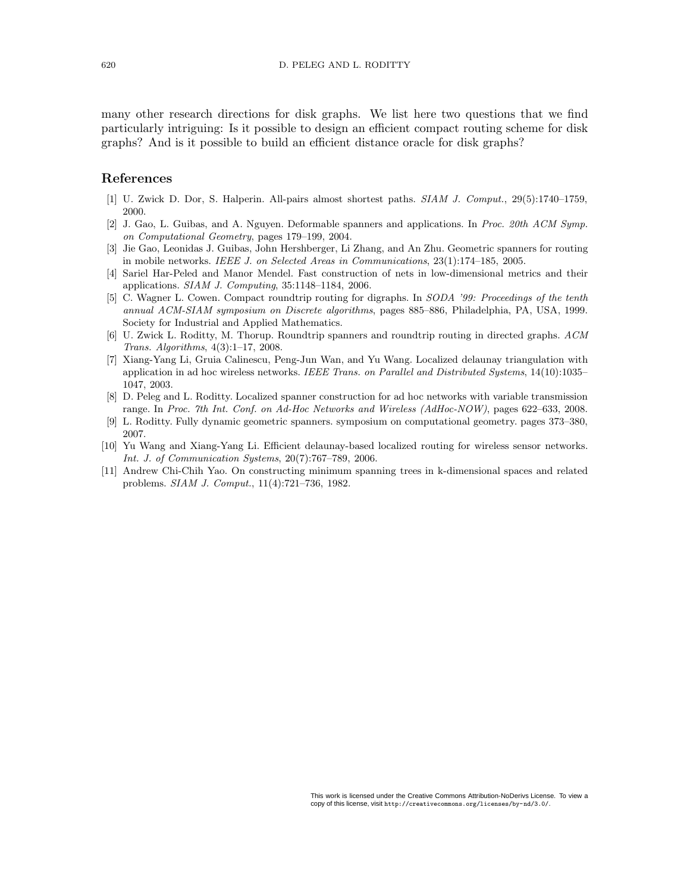many other research directions for disk graphs. We list here two questions that we find particularly intriguing: Is it possible to design an efficient compact routing scheme for disk graphs? And is it possible to build an efficient distance oracle for disk graphs?

## References

[1] U. Zwick D. Dor, S. Halperin. All-pairs almost shortest paths. *SIAM J. Comput.*, 29(5):1740–1759, 2000.

[2] J. Gao, L. Guibas, and A. Nguyen. Deformable spanners and applications. In *Proc. 20th ACM Symp. on Computational Geometry*, pages 179–199, 2004.

[3] Jie Gao, Leonidas J. Guibas, John Hershberger, Li Zhang, and An Zhu. Geometric spanners for routing in mobile networks. *IEEE J. on Selected Areas in Communications*, 23(1):174–185, 2005.

[4] Sariel Har-Peled and Manor Mendel. Fast construction of nets in low-dimensional metrics and their applications. *SIAM J. Computing*, 35:1148–1184, 2006.

[5] C. Wagner L. Cowen. Compact roundtrip routing for digraphs. In *SODA '99: Proceedings of the tenth annual ACM-SIAM symposium on Discrete algorithms*, pages 885–886, Philadelphia, PA, USA, 1999. Society for Industrial and Applied Mathematics.

[6] U. Zwick L. Roditty, M. Thorup. Roundtrip spanners and roundtrip routing in directed graphs. *ACM Trans. Algorithms*, 4(3):1–17, 2008.

[7] Xiang-Yang Li, Gruia Calinescu, Peng-Jun Wan, and Yu Wang. Localized delaunay triangulation with application in ad hoc wireless networks. *IEEE Trans. on Parallel and Distributed Systems*, 14(10):1035–1047, 2003.

[8] D. Peleg and L. Roditty. Localized spanner construction for ad hoc networks with variable transmission range. In *Proc. 7th Int. Conf. on Ad-Hoc Networks and Wireless (AdHoc-NOW)*, pages 622–633, 2008.

[9] L. Roditty. Fully dynamic geometric spanners. symposium on computational geometry. pages 373–380, 2007.

[10] Yu Wang and Xiang-Yang Li. Efficient delaunay-based localized routing for wireless sensor networks. *Int. J. of Communication Systems*, 20(7):767–789, 2006.

[11] Andrew Chi-Chih Yao. On constructing minimum spanning trees in k-dimensional spaces and related problems. *SIAM J. Comput.*, 11(4):721–736, 1982.

This work is licensed under the Creative Commons Attribution-NoDerivs License. To view a copy of this license, visit http://creativecommons.org/licenses/by-nd/3.0/.